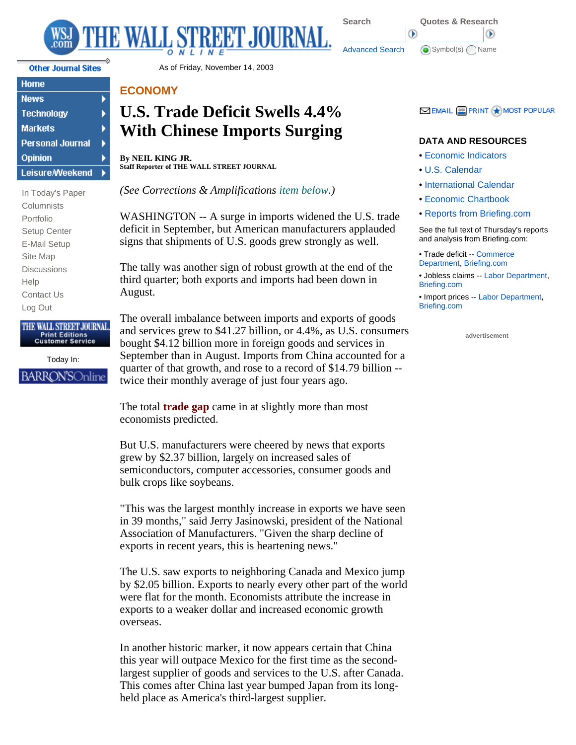As of Friday, November 14, 2003

ECONOMY

# U.S. Trade Deficit Swells 4.4% With Chinese Imports Surging

**By NEIL KING JR.**
**Staff Reporter of THE WALL STREET JOURNAL**

*(See Corrections & Amplifications item below.)*

WASHINGTON -- A surge in imports widened the U.S. trade deficit in September, but American manufacturers applauded signs that shipments of U.S. goods grew strongly as well.

The tally was another sign of robust growth at the end of the third quarter; both exports and imports had been down in August.

The overall imbalance between imports and exports of goods and services grew to $41.27 billion, or 4.4%, as U.S. consumers bought $4.12 billion more in foreign goods and services in September than in August. Imports from China accounted for a quarter of that growth, and rose to a record of $14.79 billion -- twice their monthly average of just four years ago.

The total **trade gap** came in at slightly more than most economists predicted.

But U.S. manufacturers were cheered by news that exports grew by $2.37 billion, largely on increased sales of semiconductors, computer accessories, consumer goods and bulk crops like soybeans.

"This was the largest monthly increase in exports we have seen in 39 months," said Jerry Jasinowski, president of the National Association of Manufacturers. "Given the sharp decline of exports in recent years, this is heartening news."

The U.S. saw exports to neighboring Canada and Mexico jump by $2.05 billion. Exports to nearly every other part of the world were flat for the month. Economists attribute the increase in exports to a weaker dollar and increased economic growth overseas.

In another historic marker, it now appears certain that China this year will outpace Mexico for the first time as the second-largest supplier of goods and services to the U.S. after Canada. This comes after China last year bumped Japan from its long-held place as America's third-largest supplier.

### DATA AND RESOURCES

- Economic Indicators
- U.S. Calendar
- International Calendar
- Economic Chartbook
- Reports from Briefing.com

See the full text of Thursday's reports and analysis from Briefing.com:

- Trade deficit -- Commerce Department, Briefing.com
- Jobless claims -- Labor Department, Briefing.com
- Import prices -- Labor Department, Briefing.com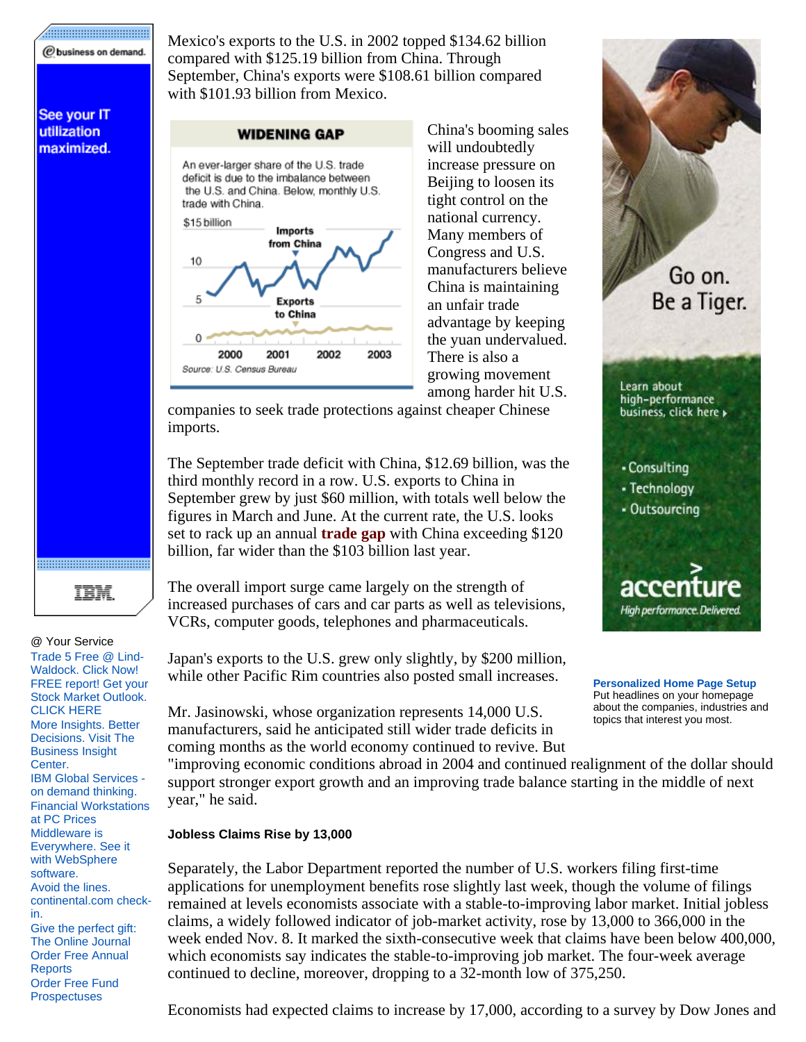Mexico's exports to the U.S. in 2002 topped $134.62 billion compared with $125.19 billion from China. Through September, China's exports were $108.61 billion compared with $101.93 billion from Mexico.

**WIDENING GAP**

An ever-larger share of the U.S. trade deficit is due to the imbalance between the U.S. and China. Below, monthly U.S. trade with China.

Source: U.S. Census Bureau

China's booming sales will undoubtedly increase pressure on Beijing to loosen its tight control on the national currency. Many members of Congress and U.S. manufacturers believe China is maintaining an unfair trade advantage by keeping the yuan undervalued. There is also a growing movement among harder hit U.S. companies to seek trade protections against cheaper Chinese imports.

The September trade deficit with China, $12.69 billion, was the third monthly record in a row. U.S. exports to China in September grew by just $60 million, with totals well below the figures in March and June. At the current rate, the U.S. looks set to rack up an annual **trade gap** with China exceeding $120 billion, far wider than the $103 billion last year.

The overall import surge came largely on the strength of increased purchases of cars and car parts as well as televisions, VCRs, computer goods, telephones and pharmaceuticals.

Japan's exports to the U.S. grew only slightly, by $200 million, while other Pacific Rim countries also posted small increases.

Mr. Jasinowski, whose organization represents 14,000 U.S. manufacturers, said he anticipated still wider trade deficits in coming months as the world economy continued to revive. But "improving economic conditions abroad in 2004 and continued realignment of the dollar should support stronger export growth and an improving trade balance starting in the middle of next year," he said.

**Jobless Claims Rise by 13,000**

Separately, the Labor Department reported the number of U.S. workers filing first-time applications for unemployment benefits rose slightly last week, though the volume of filings remained at levels economists associate with a stable-to-improving labor market. Initial jobless claims, a widely followed indicator of job-market activity, rose by 13,000 to 366,000 in the week ended Nov. 8. It marked the sixth-consecutive week that claims have been below 400,000, which economists say indicates the stable-to-improving job market. The four-week average continued to decline, moreover, dropping to a 32-month low of 375,250.

Economists had expected claims to increase by 17,000, according to a survey by Dow Jones and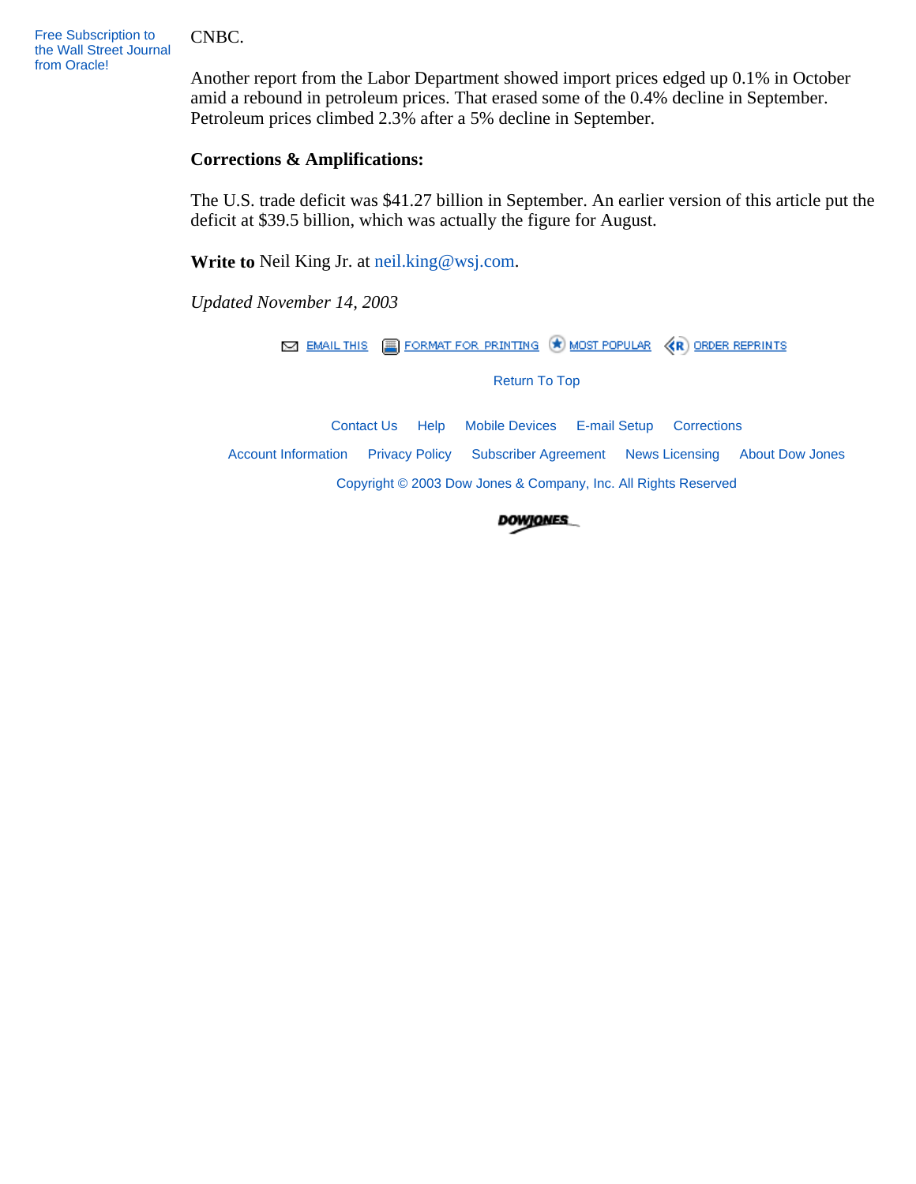CNBC.

Another report from the Labor Department showed import prices edged up 0.1% in October amid a rebound in petroleum prices. That erased some of the 0.4% decline in September. Petroleum prices climbed 2.3% after a 5% decline in September.

**Corrections & Amplifications:**

The U.S. trade deficit was $41.27 billion in September. An earlier version of this article put the deficit at $39.5 billion, which was actually the figure for August.

**Write to** Neil King Jr. at neil.king@wsj.com.

*Updated November 14, 2003*